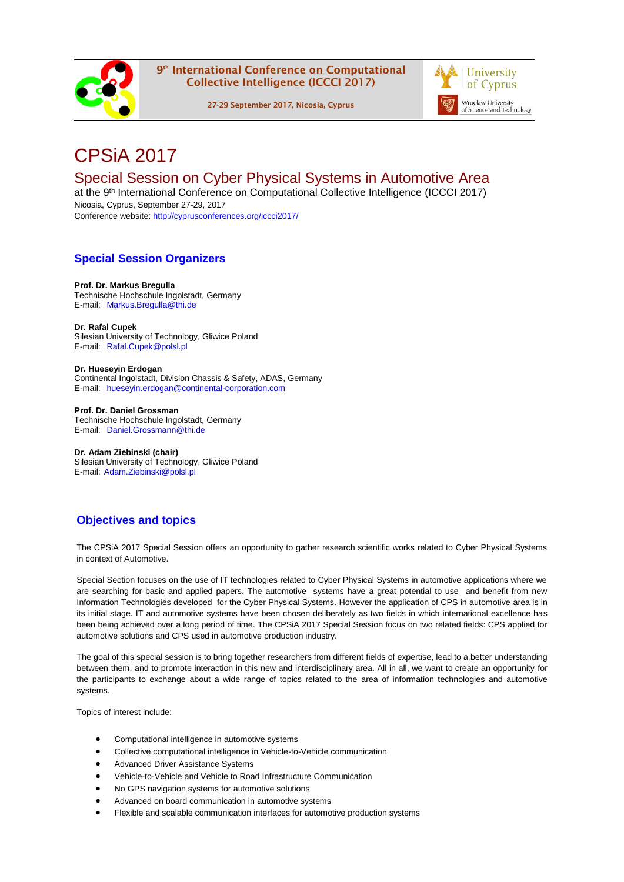9th International Conference on Computational Collective Intelligence (ICCCI 2017)

27-29 September 2017, Nicosia, Cyprus

University of Cyprus

Wroclaw University of Science and Technology

# CPSiA 2017

## Special Session on Cyber Physical Systems in Automotive Area

at the 9th International Conference on Computational Collective Intelligence (ICCCI 2017)
Nicosia, Cyprus, September 27-29, 2017
Conference website: http://cyprusconferences.org/iccci2017/

## Special Session Organizers

**Prof. Dr. Markus Bregulla**
Technische Hochschule Ingolstadt, Germany
E-mail: Markus.Bregulla@thi.de

**Dr. Rafal Cupek**
Silesian University of Technology, Gliwice Poland
E-mail: Rafal.Cupek@polsl.pl

**Dr. Hueseyin Erdogan**
Continental Ingolstadt, Division Chassis & Safety, ADAS, Germany
E-mail: hueseyin.erdogan@continental-corporation.com

**Prof. Dr. Daniel Grossman**
Technische Hochschule Ingolstadt, Germany
E-mail: Daniel.Grossmann@thi.de

**Dr. Adam Ziebinski (chair)**
Silesian University of Technology, Gliwice Poland
E-mail: Adam.Ziebinski@polsl.pl

## Objectives and topics

The CPSiA 2017 Special Session offers an opportunity to gather research scientific works related to Cyber Physical Systems in context of Automotive.

Special Section focuses on the use of IT technologies related to Cyber Physical Systems in automotive applications where we are searching for basic and applied papers. The automotive systems have a great potential to use and benefit from new Information Technologies developed for the Cyber Physical Systems. However the application of CPS in automotive area is in its initial stage. IT and automotive systems have been chosen deliberately as two fields in which international excellence has been being achieved over a long period of time. The CPSiA 2017 Special Session focus on two related fields: CPS applied for automotive solutions and CPS used in automotive production industry.

The goal of this special session is to bring together researchers from different fields of expertise, lead to a better understanding between them, and to promote interaction in this new and interdisciplinary area. All in all, we want to create an opportunity for the participants to exchange about a wide range of topics related to the area of information technologies and automotive systems.

Topics of interest include:

- Computational intelligence in automotive systems
- Collective computational intelligence in Vehicle-to-Vehicle communication
- Advanced Driver Assistance Systems
- Vehicle-to-Vehicle and Vehicle to Road Infrastructure Communication
- No GPS navigation systems for automotive solutions
- Advanced on board communication in automotive systems
- Flexible and scalable communication interfaces for automotive production systems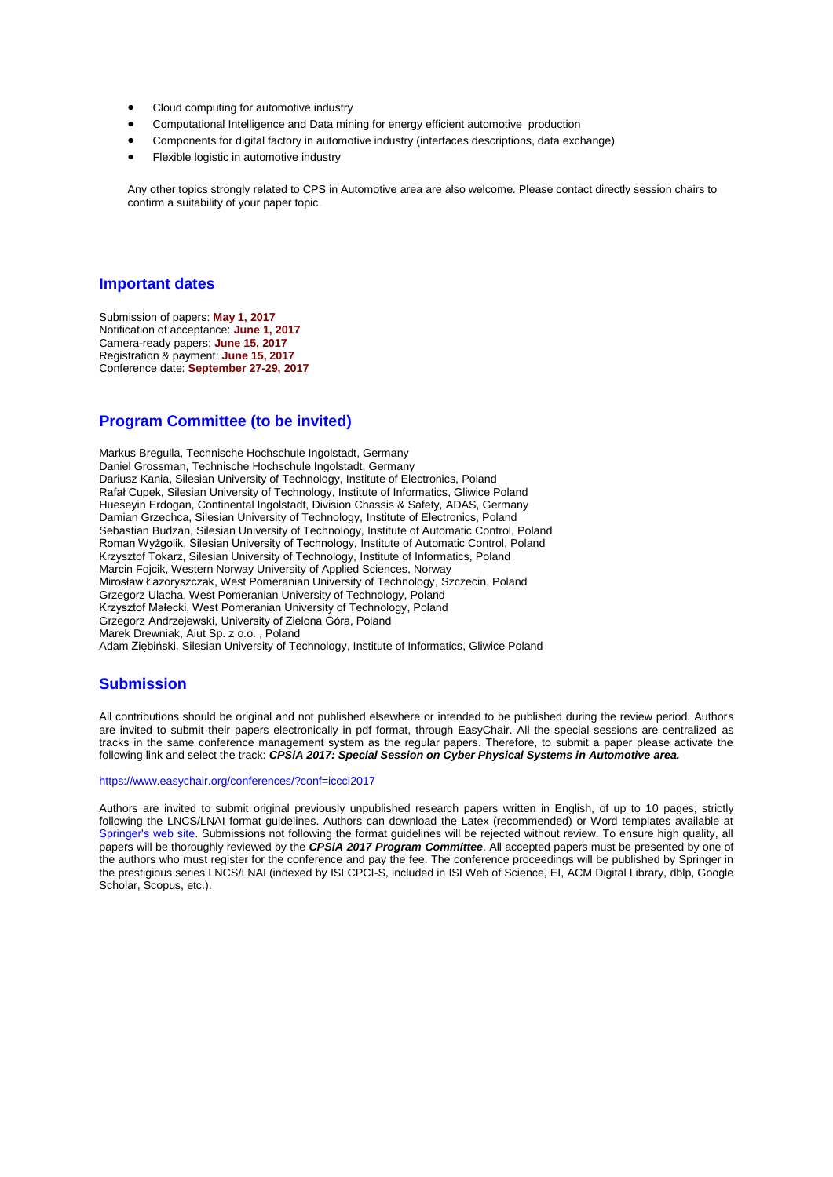- Cloud computing for automotive industry
- Computational Intelligence and Data mining for energy efficient automotive production
- Components for digital factory in automotive industry (interfaces descriptions, data exchange)
- Flexible logistic in automotive industry

Any other topics strongly related to CPS in Automotive area are also welcome. Please contact directly session chairs to confirm a suitability of your paper topic.

## Important dates

Submission of papers: **May 1, 2017**
Notification of acceptance: **June 1, 2017**
Camera-ready papers: **June 15, 2017**
Registration & payment: **June 15, 2017**
Conference date: **September 27-29, 2017**

## Program Committee (to be invited)

Markus Bregulla, Technische Hochschule Ingolstadt, Germany
Daniel Grossman, Technische Hochschule Ingolstadt, Germany
Dariusz Kania, Silesian University of Technology, Institute of Electronics, Poland
Rafał Cupek, Silesian University of Technology, Institute of Informatics, Gliwice Poland
Hueseyin Erdogan, Continental Ingolstadt, Division Chassis & Safety, ADAS, Germany
Damian Grzechca, Silesian University of Technology, Institute of Electronics, Poland
Sebastian Budzan, Silesian University of Technology, Institute of Automatic Control, Poland
Roman Wyżgolik, Silesian University of Technology, Institute of Automatic Control, Poland
Krzysztof Tokarz, Silesian University of Technology, Institute of Informatics, Poland
Marcin Fojcik, Western Norway University of Applied Sciences, Norway
Mirosław Łazoryszczak, West Pomeranian University of Technology, Szczecin, Poland
Grzegorz Ulacha, West Pomeranian University of Technology, Poland
Krzysztof Małecki, West Pomeranian University of Technology, Poland
Grzegorz Andrzejewski, University of Zielona Góra, Poland
Marek Drewniak, Aiut Sp. z o.o. , Poland
Adam Ziębiński, Silesian University of Technology, Institute of Informatics, Gliwice Poland

## Submission

All contributions should be original and not published elsewhere or intended to be published during the review period. Authors are invited to submit their papers electronically in pdf format, through EasyChair. All the special sessions are centralized as tracks in the same conference management system as the regular papers. Therefore, to submit a paper please activate the following link and select the track: ***CPSiA 2017: Special Session on Cyber Physical Systems in Automotive area.***

https://www.easychair.org/conferences/?conf=iccci2017

Authors are invited to submit original previously unpublished research papers written in English, of up to 10 pages, strictly following the LNCS/LNAI format guidelines. Authors can download the Latex (recommended) or Word templates available at Springer's web site. Submissions not following the format guidelines will be rejected without review. To ensure high quality, all papers will be thoroughly reviewed by the ***CPSiA 2017 Program Committee***. All accepted papers must be presented by one of the authors who must register for the conference and pay the fee. The conference proceedings will be published by Springer in the prestigious series LNCS/LNAI (indexed by ISI CPCI-S, included in ISI Web of Science, EI, ACM Digital Library, dblp, Google Scholar, Scopus, etc.).